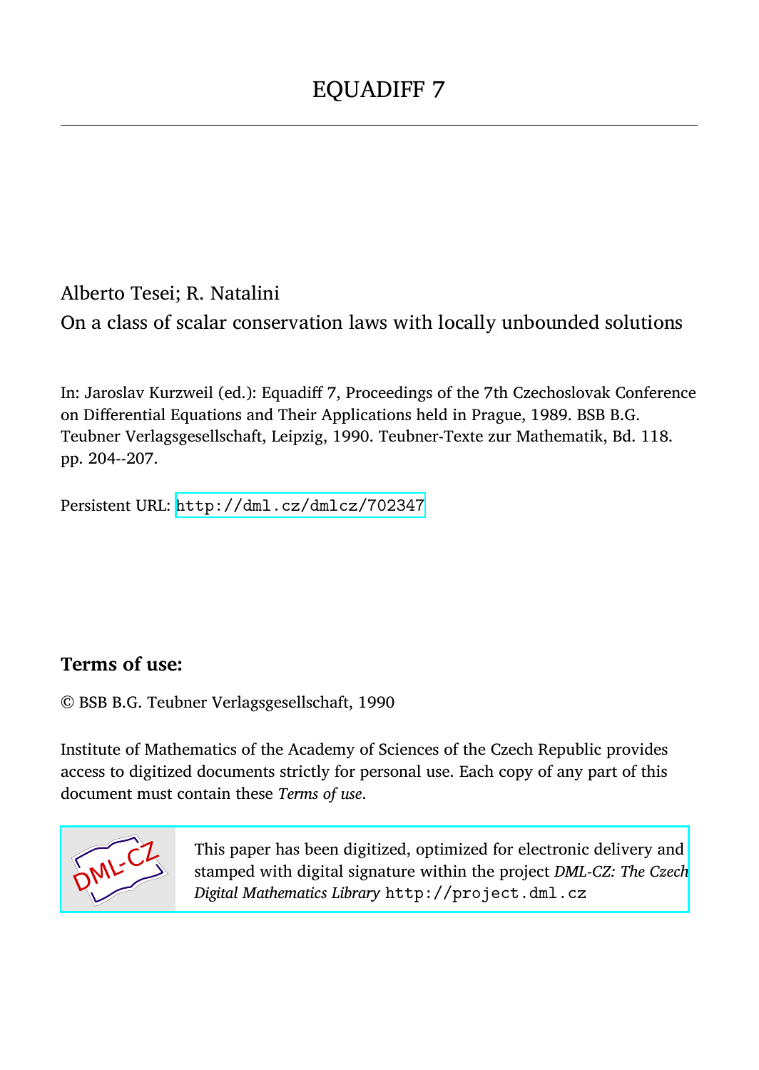# EQUADIFF 7

Alberto Tesei; R. Natalini

On a class of scalar conservation laws with locally unbounded solutions

In: Jaroslav Kurzweil (ed.): Equadiff 7, Proceedings of the 7th Czechoslovak Conference on Differential Equations and Their Applications held in Prague, 1989. BSB B.G. Teubner Verlagsgesellschaft, Leipzig, 1990. Teubner-Texte zur Mathematik, Bd. 118. pp. 204--207.

Persistent URL: http://dml.cz/dmlcz/702347

## Terms of use:

© BSB B.G. Teubner Verlagsgesellschaft, 1990

Institute of Mathematics of the Academy of Sciences of the Czech Republic provides access to digitized documents strictly for personal use. Each copy of any part of this document must contain these *Terms of use*.

This paper has been digitized, optimized for electronic delivery and stamped with digital signature within the project *DML-CZ: The Czech Digital Mathematics Library* http://project.dml.cz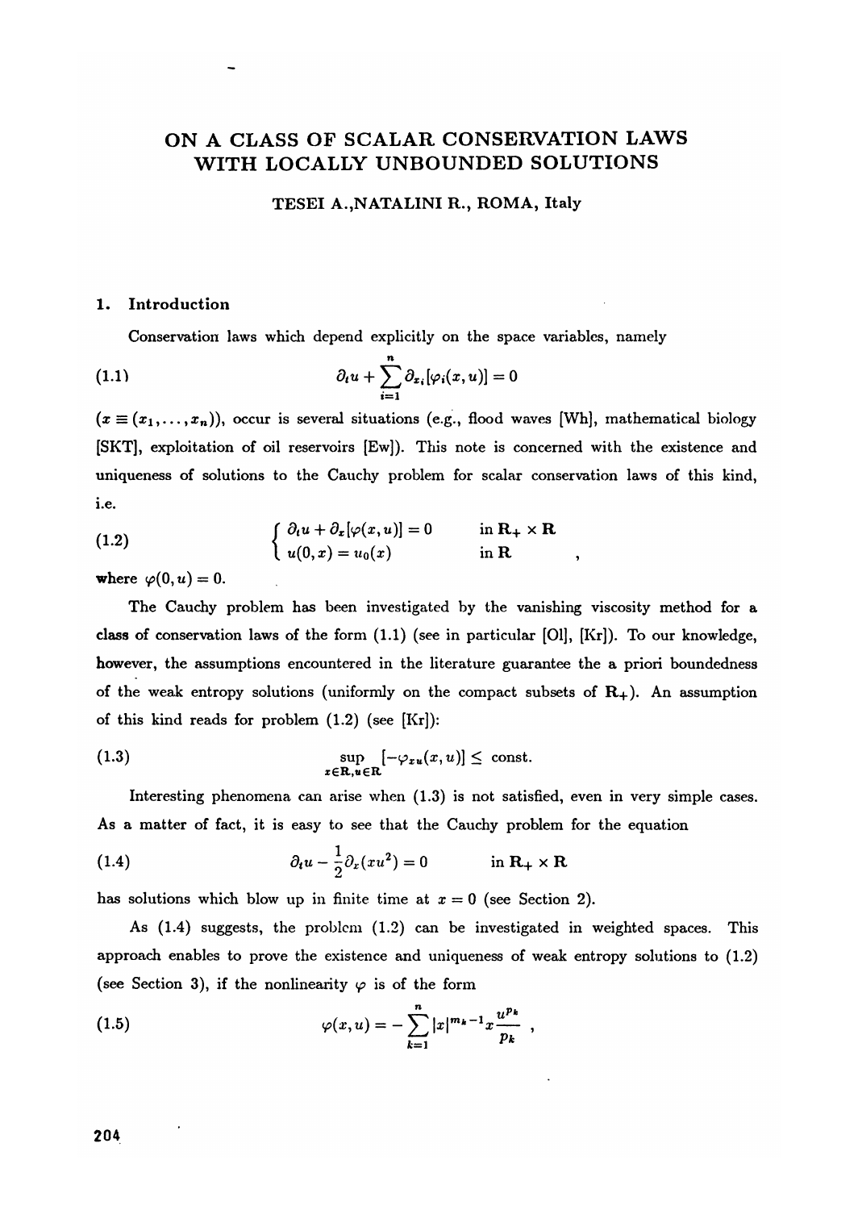# ON A CLASS OF SCALAR CONSERVATION LAWS WITH LOCALLY UNBOUNDED SOLUTIONS

TESEI A.,NATALINI R., ROMA, Italy

## 1. Introduction

Conservation laws which depend explicitly on the space variables, namely

$$\partial_t u + \sum_{i=1}^{n} \partial_{x_i}[\varphi_i(x,u)] = 0 \tag{1.1}$$

($x \equiv (x_1, \ldots, x_n)$), occur is several situations (e.g., flood waves [Wh], mathematical biology [SKT], exploitation of oil reservoirs [Ew]). This note is concerned with the existence and uniqueness of solutions to the Cauchy problem for scalar conservation laws of this kind, i.e.

$$\begin{cases} \partial_t u + \partial_x[\varphi(x,u)] = 0 & \text{in } \mathbf{R}_+ \times \mathbf{R} \\ u(0,x) = u_0(x) & \text{in } \mathbf{R} \end{cases} \tag{1.2}$$

where $\varphi(0,u) = 0$.

The Cauchy problem has been investigated by the vanishing viscosity method for a class of conservation laws of the form (1.1) (see in particular [Ol], [Kr]). To our knowledge, however, the assumptions encountered in the literature guarantee the a priori boundedness of the weak entropy solutions (uniformly on the compact subsets of $\mathbf{R}_+$). An assumption of this kind reads for problem (1.2) (see [Kr]):

$$\sup_{x\in\mathbf{R}, u\in\mathbf{R}} [-\varphi_{xu}(x,u)] \leq \text{const.} \tag{1.3}$$

Interesting phenomena can arise when (1.3) is not satisfied, even in very simple cases. As a matter of fact, it is easy to see that the Cauchy problem for the equation

$$\partial_t u - \frac{1}{2}\partial_x(xu^2) = 0 \qquad \text{in } \mathbf{R}_+ \times \mathbf{R} \tag{1.4}$$

has solutions which blow up in finite time at $x = 0$ (see Section 2).

As (1.4) suggests, the problem (1.2) can be investigated in weighted spaces. This approach enables to prove the existence and uniqueness of weak entropy solutions to (1.2) (see Section 3), if the nonlinearity $\varphi$ is of the form

$$\varphi(x,u) = -\sum_{k=1}^{n} |x|^{m_k - 1} x \frac{u^{p_k}}{p_k} \quad , \tag{1.5}$$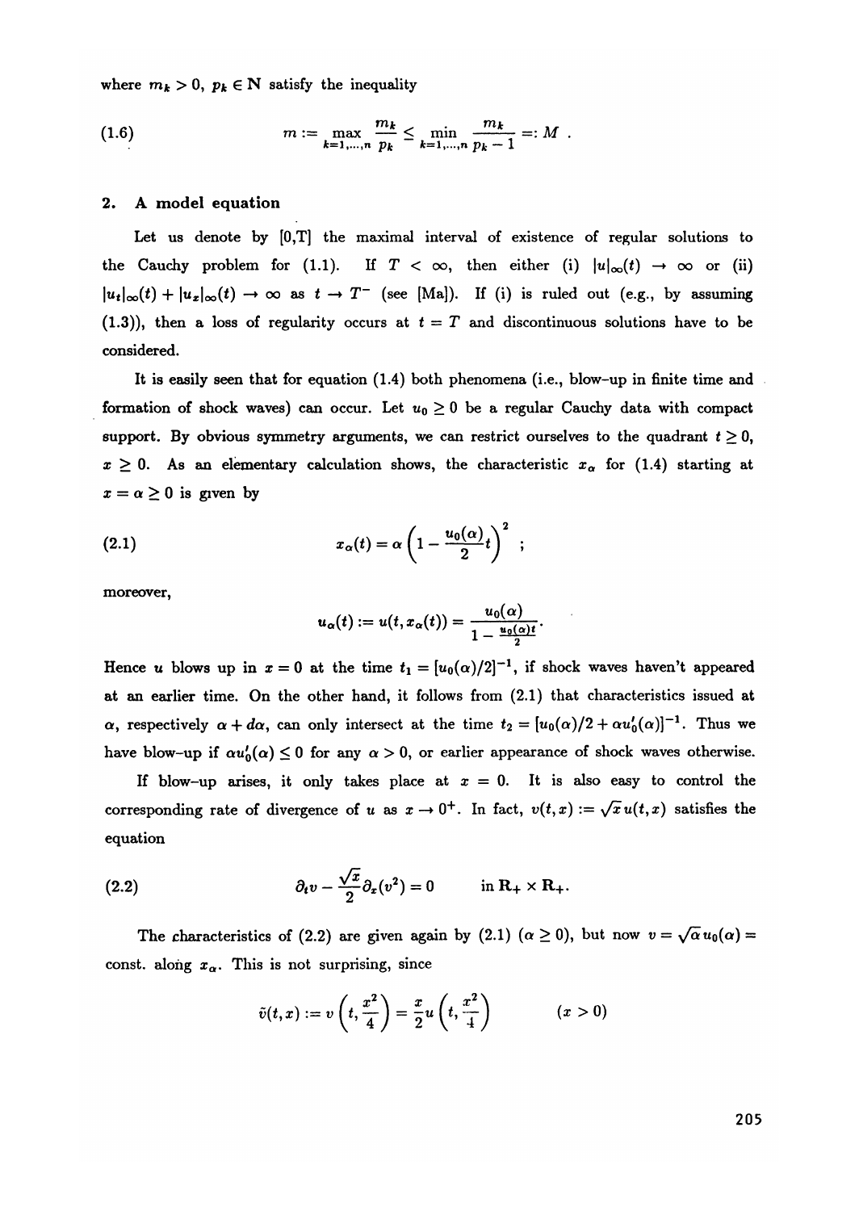where $m_k > 0$, $p_k \in \mathbf{N}$ satisfy the inequality

$$m := \max_{k=1,\ldots,n} \frac{m_k}{p_k} \le \min_{k=1,\ldots,n} \frac{m_k}{p_k - 1} =: M \ . \tag{1.6}$$

## 2. A model equation

Let us denote by [0,T] the maximal interval of existence of regular solutions to the Cauchy problem for (1.1). If $T < \infty$, then either (i) $|u|_\infty(t) \to \infty$ or (ii) $|u_t|_\infty(t) + |u_x|_\infty(t) \to \infty$ as $t \to T^-$ (see [Ma]). If (i) is ruled out (e.g., by assuming (1.3)), then a loss of regularity occurs at $t = T$ and discontinuous solutions have to be considered.

It is easily seen that for equation (1.4) both phenomena (i.e., blow-up in finite time and formation of shock waves) can occur. Let $u_0 \ge 0$ be a regular Cauchy data with compact support. By obvious symmetry arguments, we can restrict ourselves to the quadrant $t \ge 0$, $x \ge 0$. As an elementary calculation shows, the characteristic $x_\alpha$ for (1.4) starting at $x = \alpha \ge 0$ is given by

$$x_\alpha(t) = \alpha \left(1 - \frac{u_0(\alpha)}{2} t\right)^2 \ ; \tag{2.1}$$

moreover,

$$u_\alpha(t) := u(t, x_\alpha(t)) = \frac{u_0(\alpha)}{1 - \frac{u_0(\alpha)t}{2}} .$$

Hence $u$ blows up in $x = 0$ at the time $t_1 = [u_0(\alpha)/2]^{-1}$, if shock waves haven't appeared at an earlier time. On the other hand, it follows from (2.1) that characteristics issued at $\alpha$, respectively $\alpha + d\alpha$, can only intersect at the time $t_2 = [u_0(\alpha)/2 + \alpha u_0'(\alpha)]^{-1}$. Thus we have blow-up if $\alpha u_0'(\alpha) \le 0$ for any $\alpha > 0$, or earlier appearance of shock waves otherwise.

If blow-up arises, it only takes place at $x = 0$. It is also easy to control the corresponding rate of divergence of $u$ as $x \to 0^+$. In fact, $v(t,x) := \sqrt{x}\, u(t,x)$ satisfies the equation

$$\partial_t v - \frac{\sqrt{x}}{2} \partial_x (v^2) = 0 \qquad \text{in } \mathbf{R}_+ \times \mathbf{R}_+. \tag{2.2}$$

The characteristics of (2.2) are given again by (2.1) ($\alpha \ge 0$), but now $v = \sqrt{\alpha}\, u_0(\alpha) =$ const. along $x_\alpha$. This is not surprising, since

$$\tilde{v}(t,x) := v\left(t, \frac{x^2}{4}\right) = \frac{x}{2} u\left(t, \frac{x^2}{4}\right) \qquad (x > 0)$$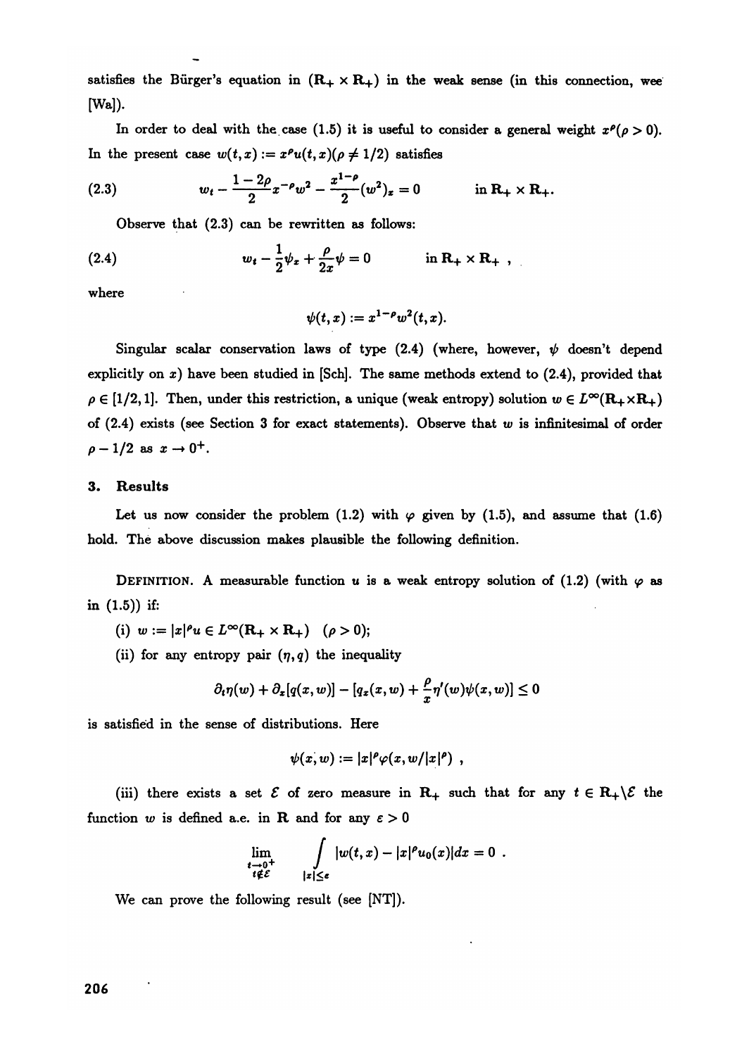satisfies the Bürger's equation in $(\mathbf{R}_+ \times \mathbf{R}_+)$ in the weak sense (in this connection, wee [Wa]).

In order to deal with the case (1.5) it is useful to consider a general weight $x^\rho (\rho > 0)$. In the present case $w(t,x) := x^\rho u(t,x) (\rho \neq 1/2)$ satisfies

$$w_t - \frac{1-2\rho}{2} x^{-\rho} w^2 - \frac{x^{1-\rho}}{2}(w^2)_x = 0 \qquad \text{in } \mathbf{R}_+ \times \mathbf{R}_+. \tag{2.3}$$

Observe that (2.3) can be rewritten as follows:

$$w_t - \frac{1}{2}\psi_x + \frac{\rho}{2x}\psi = 0 \qquad \text{in } \mathbf{R}_+ \times \mathbf{R}_+ , \tag{2.4}$$

where

$$\psi(t,x) := x^{1-\rho} w^2(t,x).$$

Singular scalar conservation laws of type (2.4) (where, however, $\psi$ doesn't depend explicitly on $x$) have been studied in [Sch]. The same methods extend to (2.4), provided that $\rho \in [1/2, 1]$. Then, under this restriction, a unique (weak entropy) solution $w \in L^\infty(\mathbf{R}_+ \times \mathbf{R}_+)$ of (2.4) exists (see Section 3 for exact statements). Observe that $w$ is infinitesimal of order $\rho - 1/2$ as $x \to 0^+$.

## 3. Results

Let us now consider the problem (1.2) with $\varphi$ given by (1.5), and assume that (1.6) hold. The above discussion makes plausible the following definition.

DEFINITION. A measurable function $u$ is a weak entropy solution of (1.2) (with $\varphi$ as in (1.5)) if:

(i) $w := |x|^\rho u \in L^\infty(\mathbf{R}_+ \times \mathbf{R}_+) \quad (\rho > 0)$;

(ii) for any entropy pair $(\eta, q)$ the inequality

$$\partial_t \eta(w) + \partial_x[q(x,w)] - [q_x(x,w) + \frac{\rho}{x}\eta'(w)\psi(x,w)] \leq 0$$

is satisfied in the sense of distributions. Here

$$\psi(x,w) := |x|^\rho \varphi(x, w/|x|^\rho) \ ,$$

(iii) there exists a set $\mathcal{E}$ of zero measure in $\mathbf{R}_+$ such that for any $t \in \mathbf{R}_+ \backslash \mathcal{E}$ the function $w$ is defined a.e. in $\mathbf{R}$ and for any $\varepsilon > 0$

$$\lim_{\substack{t \to 0^+ \\ t \notin \mathcal{E}}} \int_{|x| \leq \varepsilon} |w(t,x) - |x|^\rho u_0(x)| dx = 0 \ .$$

We can prove the following result (see [NT]).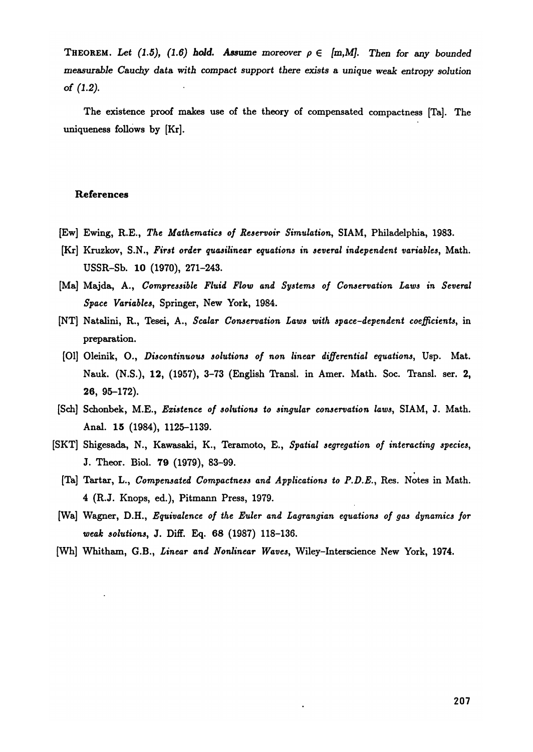**THEOREM.** *Let (1.5), (1.6) hold. Assume moreover $\rho \in [m,M]$. Then for any bounded measurable Cauchy data with compact support there exists a unique weak entropy solution of (1.2).*

The existence proof makes use of the theory of compensated compactness [Ta]. The uniqueness follows by [Kr].

## References

[Ew] Ewing, R.E., *The Mathematics of Reservoir Simulation*, SIAM, Philadelphia, 1983.

[Kr] Kruzkov, S.N., *First order quasilinear equations in several independent variables*, Math. USSR-Sb. **10** (1970), 271–243.

[Ma] Majda, A., *Compressible Fluid Flow and Systems of Conservation Laws in Several Space Variables*, Springer, New York, 1984.

[NT] Natalini, R., Tesei, A., *Scalar Conservation Laws with space-dependent coefficients*, in preparation.

[Ol] Oleinik, O., *Discontinuous solutions of non linear differential equations*, Usp. Mat. Nauk. (N.S.), **12**, (1957), 3–73 (English Transl. in Amer. Math. Soc. Transl. ser. **2**, **26**, 95–172).

[Sch] Schonbek, M.E., *Existence of solutions to singular conservation laws*, SIAM, J. Math. Anal. **15** (1984), 1125–1139.

[SKT] Shigesada, N., Kawasaki, K., Teramoto, E., *Spatial segregation of interacting species*, J. Theor. Biol. **79** (1979), 83–99.

[Ta] Tartar, L., *Compensated Compactness and Applications to P.D.E.*, Res. Notes in Math. 4 (R.J. Knops, ed.), Pitmann Press, 1979.

[Wa] Wagner, D.H., *Equivalence of the Euler and Lagrangian equations of gas dynamics for weak solutions*, J. Diff. Eq. **68** (1987) 118–136.

[Wh] Whitham, G.B., *Linear and Nonlinear Waves*, Wiley-Interscience New York, 1974.